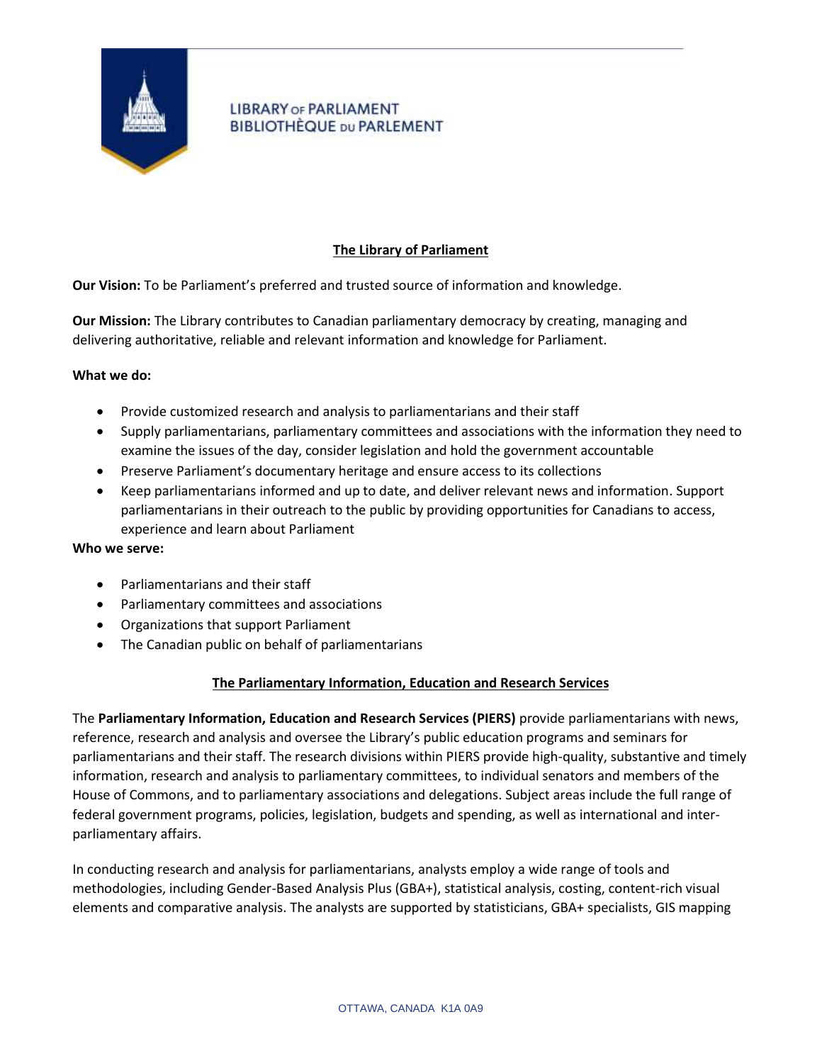LIBRARY OF PARLIAMENT
BIBLIOTHÈQUE DU PARLEMENT

## The Library of Parliament

**Our Vision:** To be Parliament's preferred and trusted source of information and knowledge.

**Our Mission:** The Library contributes to Canadian parliamentary democracy by creating, managing and delivering authoritative, reliable and relevant information and knowledge for Parliament.

**What we do:**

- Provide customized research and analysis to parliamentarians and their staff
- Supply parliamentarians, parliamentary committees and associations with the information they need to examine the issues of the day, consider legislation and hold the government accountable
- Preserve Parliament's documentary heritage and ensure access to its collections
- Keep parliamentarians informed and up to date, and deliver relevant news and information. Support parliamentarians in their outreach to the public by providing opportunities for Canadians to access, experience and learn about Parliament

**Who we serve:**

- Parliamentarians and their staff
- Parliamentary committees and associations
- Organizations that support Parliament
- The Canadian public on behalf of parliamentarians

## The Parliamentary Information, Education and Research Services

The **Parliamentary Information, Education and Research Services (PIERS)** provide parliamentarians with news, reference, research and analysis and oversee the Library's public education programs and seminars for parliamentarians and their staff. The research divisions within PIERS provide high-quality, substantive and timely information, research and analysis to parliamentary committees, to individual senators and members of the House of Commons, and to parliamentary associations and delegations. Subject areas include the full range of federal government programs, policies, legislation, budgets and spending, as well as international and inter-parliamentary affairs.

In conducting research and analysis for parliamentarians, analysts employ a wide range of tools and methodologies, including Gender-Based Analysis Plus (GBA+), statistical analysis, costing, content-rich visual elements and comparative analysis. The analysts are supported by statisticians, GBA+ specialists, GIS mapping

OTTAWA, CANADA K1A 0A9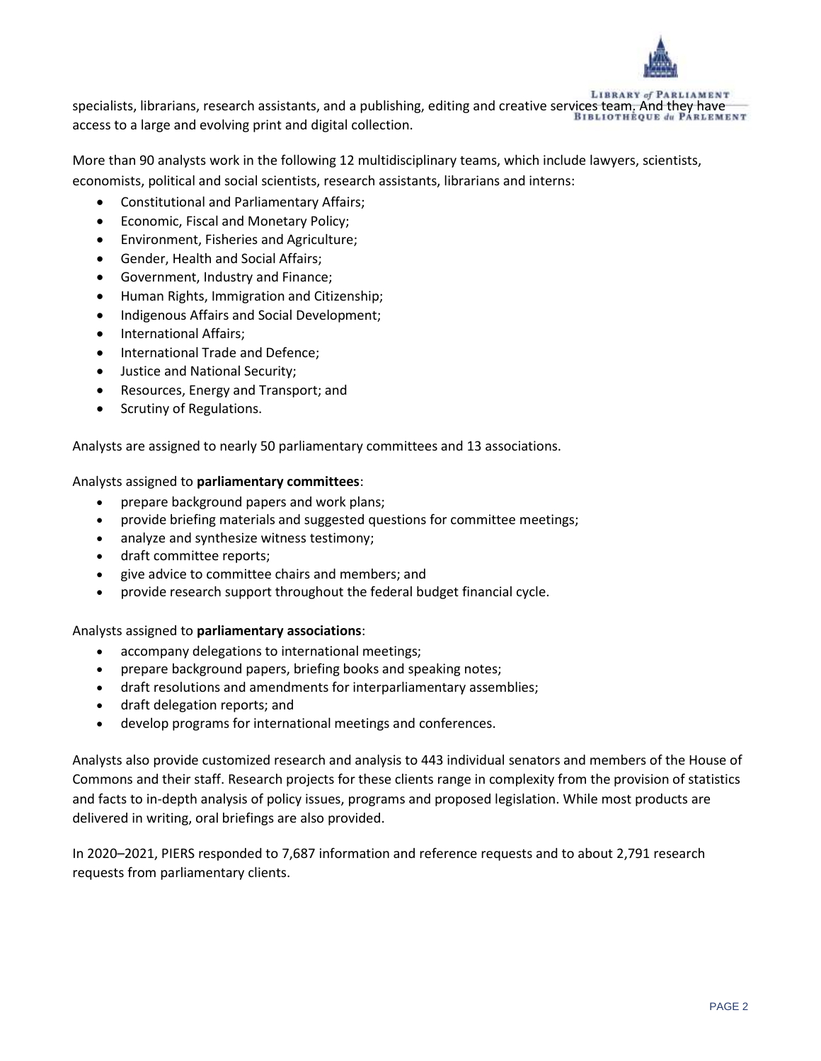specialists, librarians, research assistants, and a publishing, editing and creative services team. And they have access to a large and evolving print and digital collection.

More than 90 analysts work in the following 12 multidisciplinary teams, which include lawyers, scientists, economists, political and social scientists, research assistants, librarians and interns:

- Constitutional and Parliamentary Affairs;
- Economic, Fiscal and Monetary Policy;
- Environment, Fisheries and Agriculture;
- Gender, Health and Social Affairs;
- Government, Industry and Finance;
- Human Rights, Immigration and Citizenship;
- Indigenous Affairs and Social Development;
- International Affairs;
- International Trade and Defence;
- Justice and National Security;
- Resources, Energy and Transport; and
- Scrutiny of Regulations.

Analysts are assigned to nearly 50 parliamentary committees and 13 associations.

Analysts assigned to **parliamentary committees**:

- prepare background papers and work plans;
- provide briefing materials and suggested questions for committee meetings;
- analyze and synthesize witness testimony;
- draft committee reports;
- give advice to committee chairs and members; and
- provide research support throughout the federal budget financial cycle.

Analysts assigned to **parliamentary associations**:

- accompany delegations to international meetings;
- prepare background papers, briefing books and speaking notes;
- draft resolutions and amendments for interparliamentary assemblies;
- draft delegation reports; and
- develop programs for international meetings and conferences.

Analysts also provide customized research and analysis to 443 individual senators and members of the House of Commons and their staff. Research projects for these clients range in complexity from the provision of statistics and facts to in-depth analysis of policy issues, programs and proposed legislation. While most products are delivered in writing, oral briefings are also provided.

In 2020–2021, PIERS responded to 7,687 information and reference requests and to about 2,791 research requests from parliamentary clients.